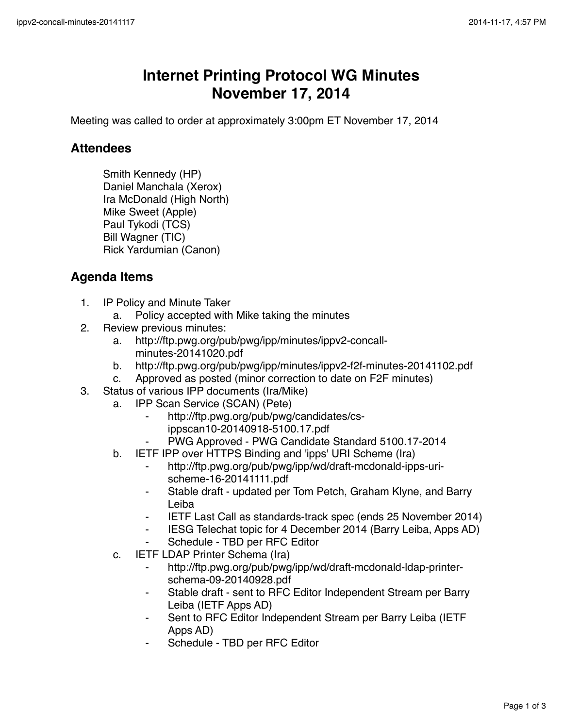# Internet Printing Protocol WG Minutes
# November 17, 2014

Meeting was called to order at approximately 3:00pm ET November 17, 2014

## Attendees

Smith Kennedy (HP)
Daniel Manchala (Xerox)
Ira McDonald (High North)
Mike Sweet (Apple)
Paul Tykodi (TCS)
Bill Wagner (TIC)
Rick Yardumian (Canon)

## Agenda Items

1. IP Policy and Minute Taker
   a. Policy accepted with Mike taking the minutes
2. Review previous minutes:
   a. http://ftp.pwg.org/pub/pwg/ipp/minutes/ippv2-concall-minutes-20141020.pdf
   b. http://ftp.pwg.org/pub/pwg/ipp/minutes/ippv2-f2f-minutes-20141102.pdf
   c. Approved as posted (minor correction to date on F2F minutes)
3. Status of various IPP documents (Ira/Mike)
   a. IPP Scan Service (SCAN) (Pete)
      - http://ftp.pwg.org/pub/pwg/candidates/cs-ippscan10-20140918-5100.17.pdf
      - PWG Approved - PWG Candidate Standard 5100.17-2014
   b. IETF IPP over HTTPS Binding and 'ipps' URI Scheme (Ira)
      - http://ftp.pwg.org/pub/pwg/ipp/wd/draft-mcdonald-ipps-uri-scheme-16-20141111.pdf
      - Stable draft - updated per Tom Petch, Graham Klyne, and Barry Leiba
      - IETF Last Call as standards-track spec (ends 25 November 2014)
      - IESG Telechat topic for 4 December 2014 (Barry Leiba, Apps AD)
      - Schedule - TBD per RFC Editor
   c. IETF LDAP Printer Schema (Ira)
      - http://ftp.pwg.org/pub/pwg/ipp/wd/draft-mcdonald-ldap-printer-schema-09-20140928.pdf
      - Stable draft - sent to RFC Editor Independent Stream per Barry Leiba (IETF Apps AD)
      - Sent to RFC Editor Independent Stream per Barry Leiba (IETF Apps AD)
      - Schedule - TBD per RFC Editor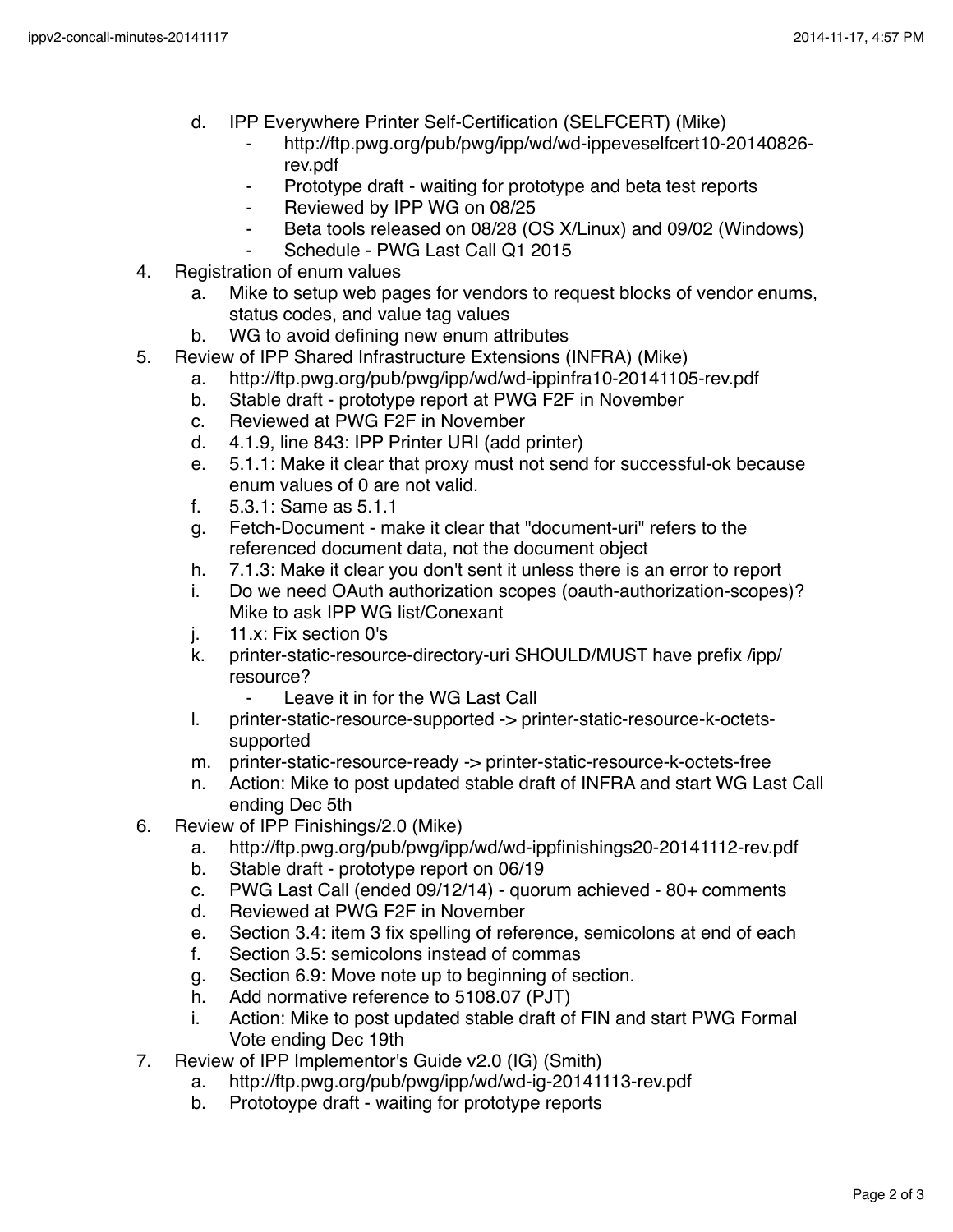d. IPP Everywhere Printer Self-Certification (SELFCERT) (Mike)
    - http://ftp.pwg.org/pub/pwg/ipp/wd/wd-ippeveselfcert10-20140826-rev.pdf
    - Prototype draft - waiting for prototype and beta test reports
    - Reviewed by IPP WG on 08/25
    - Beta tools released on 08/28 (OS X/Linux) and 09/02 (Windows)
    - Schedule - PWG Last Call Q1 2015

4. Registration of enum values
    a. Mike to setup web pages for vendors to request blocks of vendor enums, status codes, and value tag values
    b. WG to avoid defining new enum attributes
5. Review of IPP Shared Infrastructure Extensions (INFRA) (Mike)
    a. http://ftp.pwg.org/pub/pwg/ipp/wd/wd-ippinfra10-20141105-rev.pdf
    b. Stable draft - prototype report at PWG F2F in November
    c. Reviewed at PWG F2F in November
    d. 4.1.9, line 843: IPP Printer URI (add printer)
    e. 5.1.1: Make it clear that proxy must not send for successful-ok because enum values of 0 are not valid.
    f. 5.3.1: Same as 5.1.1
    g. Fetch-Document - make it clear that "document-uri" refers to the referenced document data, not the document object
    h. 7.1.3: Make it clear you don't sent it unless there is an error to report
    i. Do we need OAuth authorization scopes (oauth-authorization-scopes)? Mike to ask IPP WG list/Conexant
    j. 11.x: Fix section 0's
    k. printer-static-resource-directory-uri SHOULD/MUST have prefix /ipp/resource?
        - Leave it in for the WG Last Call
    l. printer-static-resource-supported -> printer-static-resource-k-octets-supported
    m. printer-static-resource-ready -> printer-static-resource-k-octets-free
    n. Action: Mike to post updated stable draft of INFRA and start WG Last Call ending Dec 5th
6. Review of IPP Finishings/2.0 (Mike)
    a. http://ftp.pwg.org/pub/pwg/ipp/wd/wd-ippfinishings20-20141112-rev.pdf
    b. Stable draft - prototype report on 06/19
    c. PWG Last Call (ended 09/12/14) - quorum achieved - 80+ comments
    d. Reviewed at PWG F2F in November
    e. Section 3.4: item 3 fix spelling of reference, semicolons at end of each
    f. Section 3.5: semicolons instead of commas
    g. Section 6.9: Move note up to beginning of section.
    h. Add normative reference to 5108.07 (PJT)
    i. Action: Mike to post updated stable draft of FIN and start PWG Formal Vote ending Dec 19th
7. Review of IPP Implementor's Guide v2.0 (IG) (Smith)
    a. http://ftp.pwg.org/pub/pwg/ipp/wd/wd-ig-20141113-rev.pdf
    b. Prototoype draft - waiting for prototype reports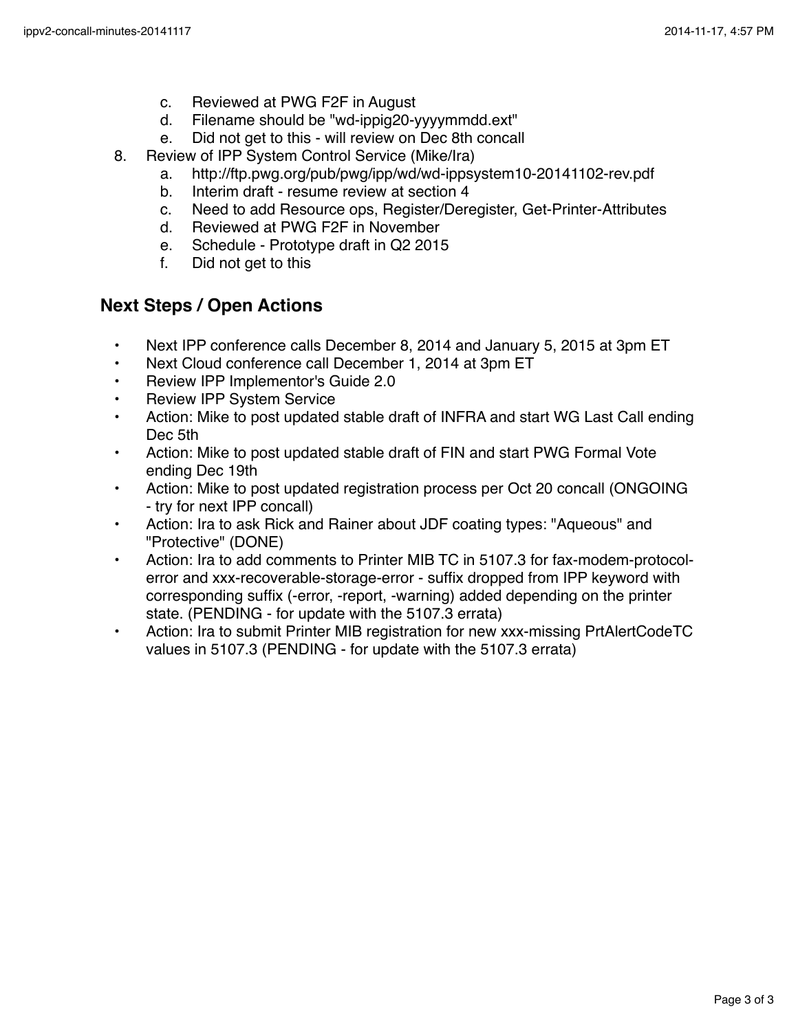c. Reviewed at PWG F2F in August
    d. Filename should be "wd-ippig20-yyyymmdd.ext"
    e. Did not get to this - will review on Dec 8th concall
8. Review of IPP System Control Service (Mike/Ira)
    a. http://ftp.pwg.org/pub/pwg/ipp/wd/wd-ippsystem10-20141102-rev.pdf
    b. Interim draft - resume review at section 4
    c. Need to add Resource ops, Register/Deregister, Get-Printer-Attributes
    d. Reviewed at PWG F2F in November
    e. Schedule - Prototype draft in Q2 2015
    f. Did not get to this

## Next Steps / Open Actions

- Next IPP conference calls December 8, 2014 and January 5, 2015 at 3pm ET
- Next Cloud conference call December 1, 2014 at 3pm ET
- Review IPP Implementor's Guide 2.0
- Review IPP System Service
- Action: Mike to post updated stable draft of INFRA and start WG Last Call ending Dec 5th
- Action: Mike to post updated stable draft of FIN and start PWG Formal Vote ending Dec 19th
- Action: Mike to post updated registration process per Oct 20 concall (ONGOING - try for next IPP concall)
- Action: Ira to ask Rick and Rainer about JDF coating types: "Aqueous" and "Protective" (DONE)
- Action: Ira to add comments to Printer MIB TC in 5107.3 for fax-modem-protocol-error and xxx-recoverable-storage-error - suffix dropped from IPP keyword with corresponding suffix (-error, -report, -warning) added depending on the printer state. (PENDING - for update with the 5107.3 errata)
- Action: Ira to submit Printer MIB registration for new xxx-missing PrtAlertCodeTC values in 5107.3 (PENDING - for update with the 5107.3 errata)